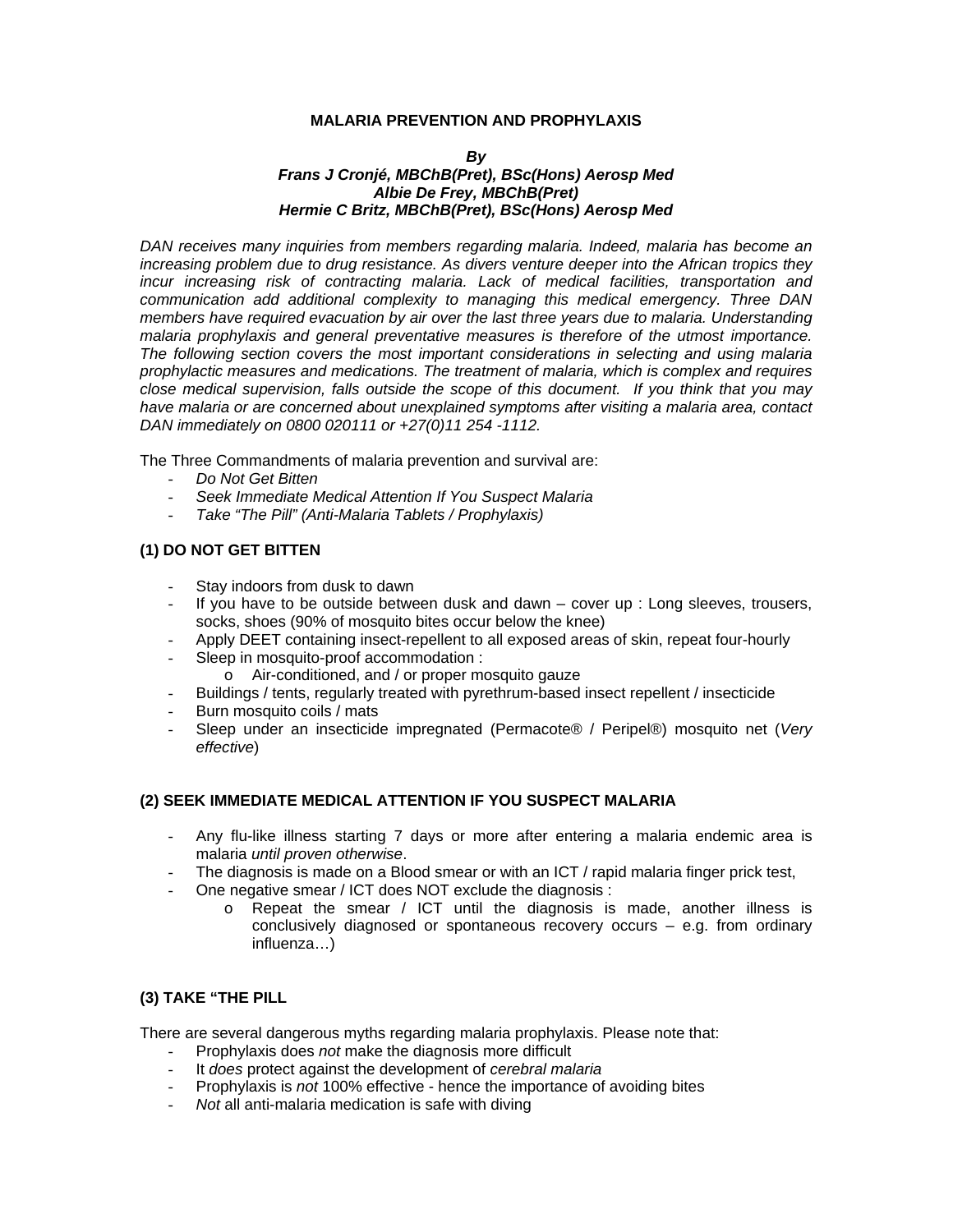# MALARIA PREVENTION AND PROPHYLAXIS

***By***
***Frans J Cronjé, MBChB(Pret), BSc(Hons) Aerosp Med***
***Albie De Frey, MBChB(Pret)***
***Hermie C Britz, MBChB(Pret), BSc(Hons) Aerosp Med***

*DAN receives many inquiries from members regarding malaria. Indeed, malaria has become an increasing problem due to drug resistance. As divers venture deeper into the African tropics they incur increasing risk of contracting malaria. Lack of medical facilities, transportation and communication add additional complexity to managing this medical emergency. Three DAN members have required evacuation by air over the last three years due to malaria. Understanding malaria prophylaxis and general preventative measures is therefore of the utmost importance. The following section covers the most important considerations in selecting and using malaria prophylactic measures and medications. The treatment of malaria, which is complex and requires close medical supervision, falls outside the scope of this document. If you think that you may have malaria or are concerned about unexplained symptoms after visiting a malaria area, contact DAN immediately on 0800 020111 or +27(0)11 254 -1112.*

The Three Commandments of malaria prevention and survival are:

- *Do Not Get Bitten*
- *Seek Immediate Medical Attention If You Suspect Malaria*
- *Take "The Pill" (Anti-Malaria Tablets / Prophylaxis)*

## (1) DO NOT GET BITTEN

- Stay indoors from dusk to dawn
- If you have to be outside between dusk and dawn – cover up : Long sleeves, trousers, socks, shoes (90% of mosquito bites occur below the knee)
- Apply DEET containing insect-repellent to all exposed areas of skin, repeat four-hourly
- Sleep in mosquito-proof accommodation :
  - Air-conditioned, and / or proper mosquito gauze
- Buildings / tents, regularly treated with pyrethrum-based insect repellent / insecticide
- Burn mosquito coils / mats
- Sleep under an insecticide impregnated (Permacote® / Peripel®) mosquito net (*Very effective*)

## (2) SEEK IMMEDIATE MEDICAL ATTENTION IF YOU SUSPECT MALARIA

- Any flu-like illness starting 7 days or more after entering a malaria endemic area is malaria *until proven otherwise*.
- The diagnosis is made on a Blood smear or with an ICT / rapid malaria finger prick test,
- One negative smear / ICT does NOT exclude the diagnosis :
  - Repeat the smear / ICT until the diagnosis is made, another illness is conclusively diagnosed or spontaneous recovery occurs – e.g. from ordinary influenza…)

## (3) TAKE "THE PILL

There are several dangerous myths regarding malaria prophylaxis. Please note that:

- Prophylaxis does *not* make the diagnosis more difficult
- It *does* protect against the development of *cerebral malaria*
- Prophylaxis is *not* 100% effective - hence the importance of avoiding bites
- *Not* all anti-malaria medication is safe with diving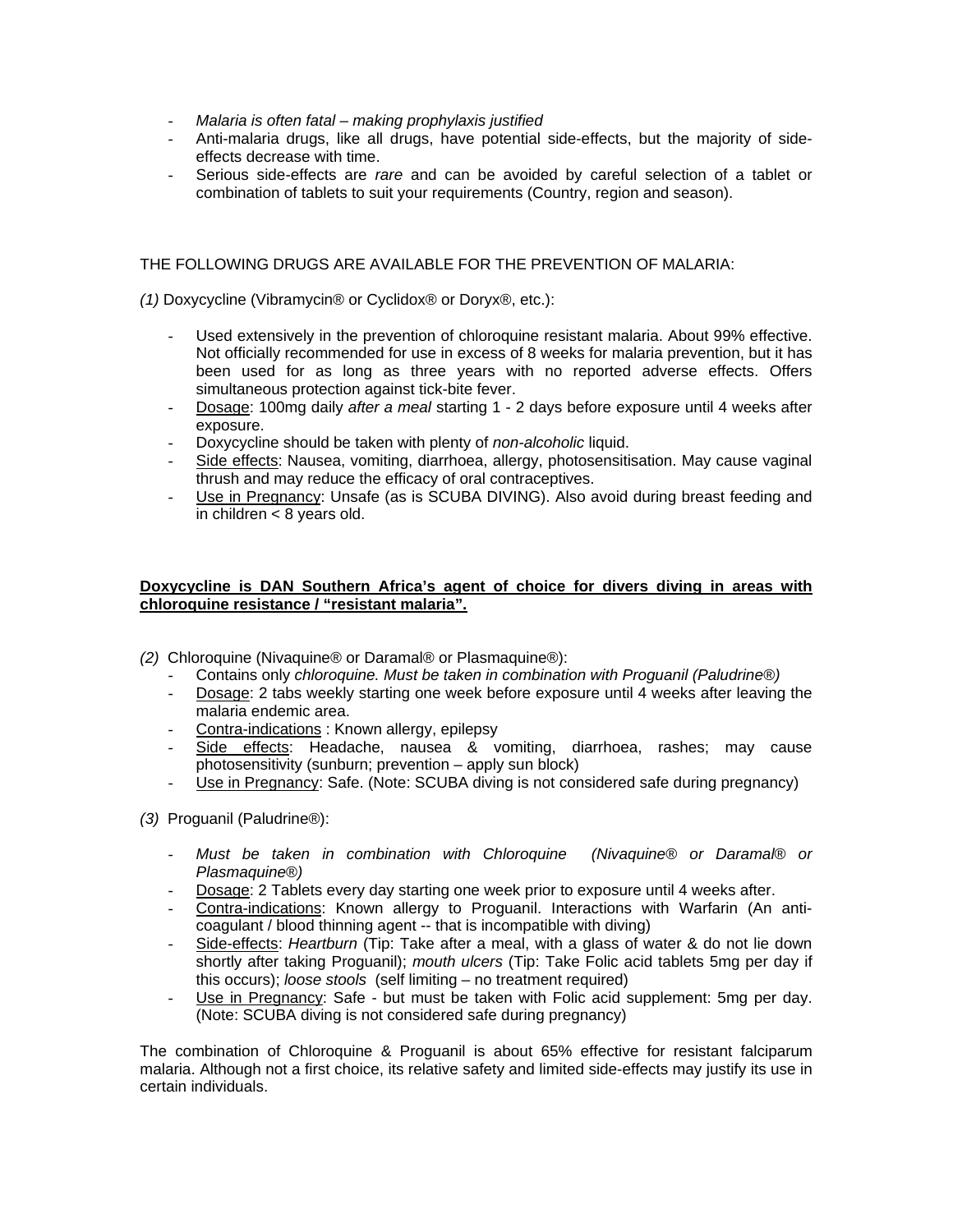- *Malaria is often fatal – making prophylaxis justified*
- Anti-malaria drugs, like all drugs, have potential side-effects, but the majority of side-effects decrease with time.
- Serious side-effects are *rare* and can be avoided by careful selection of a tablet or combination of tablets to suit your requirements (Country, region and season).

THE FOLLOWING DRUGS ARE AVAILABLE FOR THE PREVENTION OF MALARIA:

*(1)* Doxycycline (Vibramycin® or Cyclidox® or Doryx®, etc.):

- Used extensively in the prevention of chloroquine resistant malaria. About 99% effective. Not officially recommended for use in excess of 8 weeks for malaria prevention, but it has been used for as long as three years with no reported adverse effects. Offers simultaneous protection against tick-bite fever.
- Dosage: 100mg daily *after a meal* starting 1 - 2 days before exposure until 4 weeks after exposure.
- Doxycycline should be taken with plenty of *non-alcoholic* liquid.
- Side effects: Nausea, vomiting, diarrhoea, allergy, photosensitisation. May cause vaginal thrush and may reduce the efficacy of oral contraceptives.
- Use in Pregnancy: Unsafe (as is SCUBA DIVING). Also avoid during breast feeding and in children < 8 years old.

**Doxycycline is DAN Southern Africa's agent of choice for divers diving in areas with chloroquine resistance / "resistant malaria".**

*(2)* Chloroquine (Nivaquine® or Daramal® or Plasmaquine®):

- Contains only *chloroquine. Must be taken in combination with Proguanil (Paludrine®)*
- Dosage: 2 tabs weekly starting one week before exposure until 4 weeks after leaving the malaria endemic area.
- Contra-indications : Known allergy, epilepsy
- Side effects: Headache, nausea & vomiting, diarrhoea, rashes; may cause photosensitivity (sunburn; prevention – apply sun block)
- Use in Pregnancy: Safe. (Note: SCUBA diving is not considered safe during pregnancy)

*(3)* Proguanil (Paludrine®):

- *Must be taken in combination with Chloroquine (Nivaquine® or Daramal® or Plasmaquine®)*
- Dosage: 2 Tablets every day starting one week prior to exposure until 4 weeks after.
- Contra-indications: Known allergy to Proguanil. Interactions with Warfarin (An anti-coagulant / blood thinning agent -- that is incompatible with diving)
- Side-effects: *Heartburn* (Tip: Take after a meal, with a glass of water & do not lie down shortly after taking Proguanil); *mouth ulcers* (Tip: Take Folic acid tablets 5mg per day if this occurs); *loose stools* (self limiting – no treatment required)
- Use in Pregnancy: Safe - but must be taken with Folic acid supplement: 5mg per day. (Note: SCUBA diving is not considered safe during pregnancy)

The combination of Chloroquine & Proguanil is about 65% effective for resistant falciparum malaria. Although not a first choice, its relative safety and limited side-effects may justify its use in certain individuals.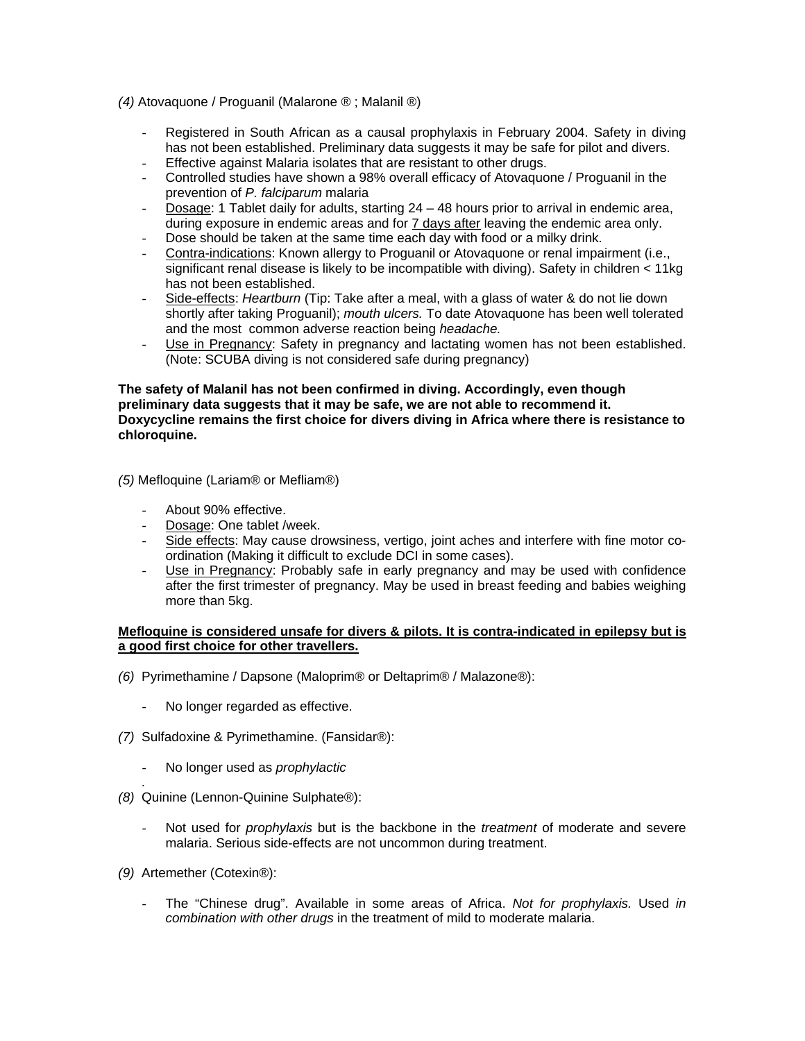*(4)* Atovaquone / Proguanil (Malarone ® ; Malanil ®)

- Registered in South African as a causal prophylaxis in February 2004. Safety in diving has not been established. Preliminary data suggests it may be safe for pilot and divers.
- Effective against Malaria isolates that are resistant to other drugs.
- Controlled studies have shown a 98% overall efficacy of Atovaquone / Proguanil in the prevention of *P. falciparum* malaria
- <u>Dosage</u>: 1 Tablet daily for adults, starting 24 – 48 hours prior to arrival in endemic area, during exposure in endemic areas and for <u>7 days after</u> leaving the endemic area only.
- Dose should be taken at the same time each day with food or a milky drink.
- <u>Contra-indications</u>: Known allergy to Proguanil or Atovaquone or renal impairment (i.e., significant renal disease is likely to be incompatible with diving). Safety in children < 11kg has not been established.
- <u>Side-effects</u>: *Heartburn* (Tip: Take after a meal, with a glass of water & do not lie down shortly after taking Proguanil); *mouth ulcers.* To date Atovaquone has been well tolerated and the most common adverse reaction being *headache.*
- <u>Use in Pregnancy</u>: Safety in pregnancy and lactating women has not been established. (Note: SCUBA diving is not considered safe during pregnancy)

**The safety of Malanil has not been confirmed in diving. Accordingly, even though preliminary data suggests that it may be safe, we are not able to recommend it. Doxycycline remains the first choice for divers diving in Africa where there is resistance to chloroquine.**

*(5)* Mefloquine (Lariam® or Mefliam®)

- About 90% effective.
- <u>Dosage</u>: One tablet /week.
- <u>Side effects</u>: May cause drowsiness, vertigo, joint aches and interfere with fine motor co-ordination (Making it difficult to exclude DCI in some cases).
- <u>Use in Pregnancy</u>: Probably safe in early pregnancy and may be used with confidence after the first trimester of pregnancy. May be used in breast feeding and babies weighing more than 5kg.

<u>**Mefloquine is considered unsafe for divers & pilots. It is contra-indicated in epilepsy but is a good first choice for other travellers.**</u>

*(6)* Pyrimethamine / Dapsone (Maloprim® or Deltaprim® / Malazone®):

- No longer regarded as effective.

*(7)* Sulfadoxine & Pyrimethamine. (Fansidar®):

- No longer used as *prophylactic*

*(8)* Quinine (Lennon-Quinine Sulphate®):

- Not used for *prophylaxis* but is the backbone in the *treatment* of moderate and severe malaria. Serious side-effects are not uncommon during treatment.

*(9)* Artemether (Cotexin®):

- The "Chinese drug". Available in some areas of Africa. *Not for prophylaxis.* Used *in combination with other drugs* in the treatment of mild to moderate malaria.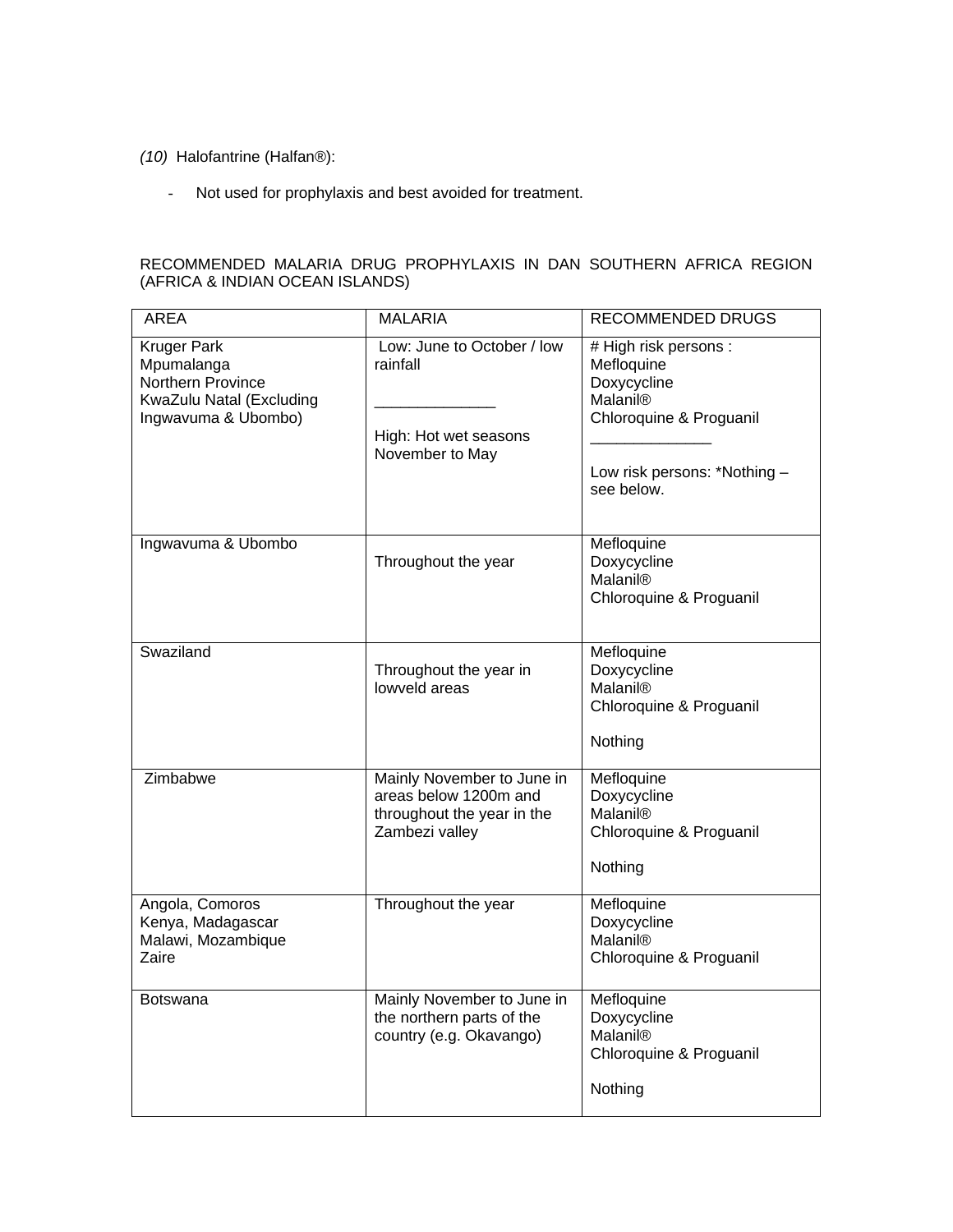*(10)* Halofantrine (Halfan®):

- Not used for prophylaxis and best avoided for treatment.

RECOMMENDED MALARIA DRUG PROPHYLAXIS IN DAN SOUTHERN AFRICA REGION (AFRICA & INDIAN OCEAN ISLANDS)

| AREA | MALARIA | RECOMMENDED DRUGS |
|---|---|---|
| Kruger Park<br>Mpumalanga<br>Northern Province<br>KwaZulu Natal (Excluding Ingwavuma & Ubombo) | Low: June to October / low rainfall<br>______________<br>High: Hot wet seasons November to May | # High risk persons :<br>Mefloquine<br>Doxycycline<br>Malanil®<br>Chloroquine & Proguanil<br>______________<br>Low risk persons: *Nothing – see below. |
| Ingwavuma & Ubombo | Throughout the year | Mefloquine<br>Doxycycline<br>Malanil®<br>Chloroquine & Proguanil |
| Swaziland | Throughout the year in lowveld areas | Mefloquine<br>Doxycycline<br>Malanil®<br>Chloroquine & Proguanil<br><br>Nothing |
| Zimbabwe | Mainly November to June in areas below 1200m and throughout the year in the Zambezi valley | Mefloquine<br>Doxycycline<br>Malanil®<br>Chloroquine & Proguanil<br><br>Nothing |
| Angola, Comoros<br>Kenya, Madagascar<br>Malawi, Mozambique<br>Zaire | Throughout the year | Mefloquine<br>Doxycycline<br>Malanil®<br>Chloroquine & Proguanil |
| Botswana | Mainly November to June in the northern parts of the country (e.g. Okavango) | Mefloquine<br>Doxycycline<br>Malanil®<br>Chloroquine & Proguanil<br><br>Nothing |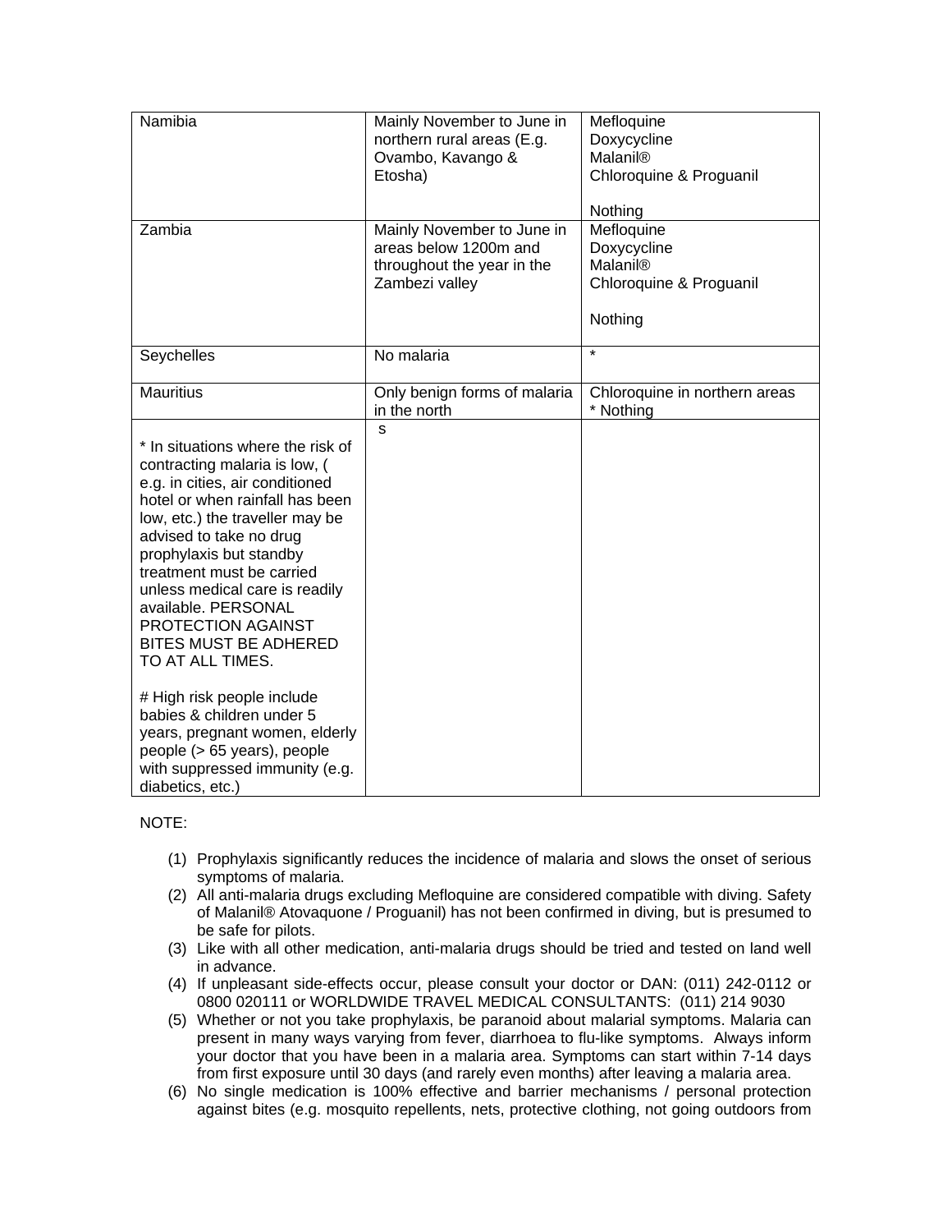| | | |
|---|---|---|
| Namibia | Mainly November to June in northern rural areas (E.g. Ovambo, Kavango & Etosha) | Mefloquine<br>Doxycycline<br>Malanil®<br>Chloroquine & Proguanil<br><br>Nothing |
| Zambia | Mainly November to June in areas below 1200m and throughout the year in the Zambezi valley | Mefloquine<br>Doxycycline<br>Malanil®<br>Chloroquine & Proguanil<br><br>Nothing |
| Seychelles | No malaria | * |
| Mauritius | Only benign forms of malaria in the north | Chloroquine in northern areas<br>* Nothing |
| * In situations where the risk of contracting malaria is low, ( e.g. in cities, air conditioned hotel or when rainfall has been low, etc.) the traveller may be advised to take no drug prophylaxis but standby treatment must be carried unless medical care is readily available. PERSONAL PROTECTION AGAINST BITES MUST BE ADHERED TO AT ALL TIMES.<br><br># High risk people include babies & children under 5 years, pregnant women, elderly people (> 65 years), people with suppressed immunity (e.g. diabetics, etc.) | s | |

NOTE:

(1) Prophylaxis significantly reduces the incidence of malaria and slows the onset of serious symptoms of malaria.
(2) All anti-malaria drugs excluding Mefloquine are considered compatible with diving. Safety of Malanil® Atovaquone / Proguanil) has not been confirmed in diving, but is presumed to be safe for pilots.
(3) Like with all other medication, anti-malaria drugs should be tried and tested on land well in advance.
(4) If unpleasant side-effects occur, please consult your doctor or DAN: (011) 242-0112 or 0800 020111 or WORLDWIDE TRAVEL MEDICAL CONSULTANTS: (011) 214 9030
(5) Whether or not you take prophylaxis, be paranoid about malarial symptoms. Malaria can present in many ways varying from fever, diarrhoea to flu-like symptoms. Always inform your doctor that you have been in a malaria area. Symptoms can start within 7-14 days from first exposure until 30 days (and rarely even months) after leaving a malaria area.
(6) No single medication is 100% effective and barrier mechanisms / personal protection against bites (e.g. mosquito repellents, nets, protective clothing, not going outdoors from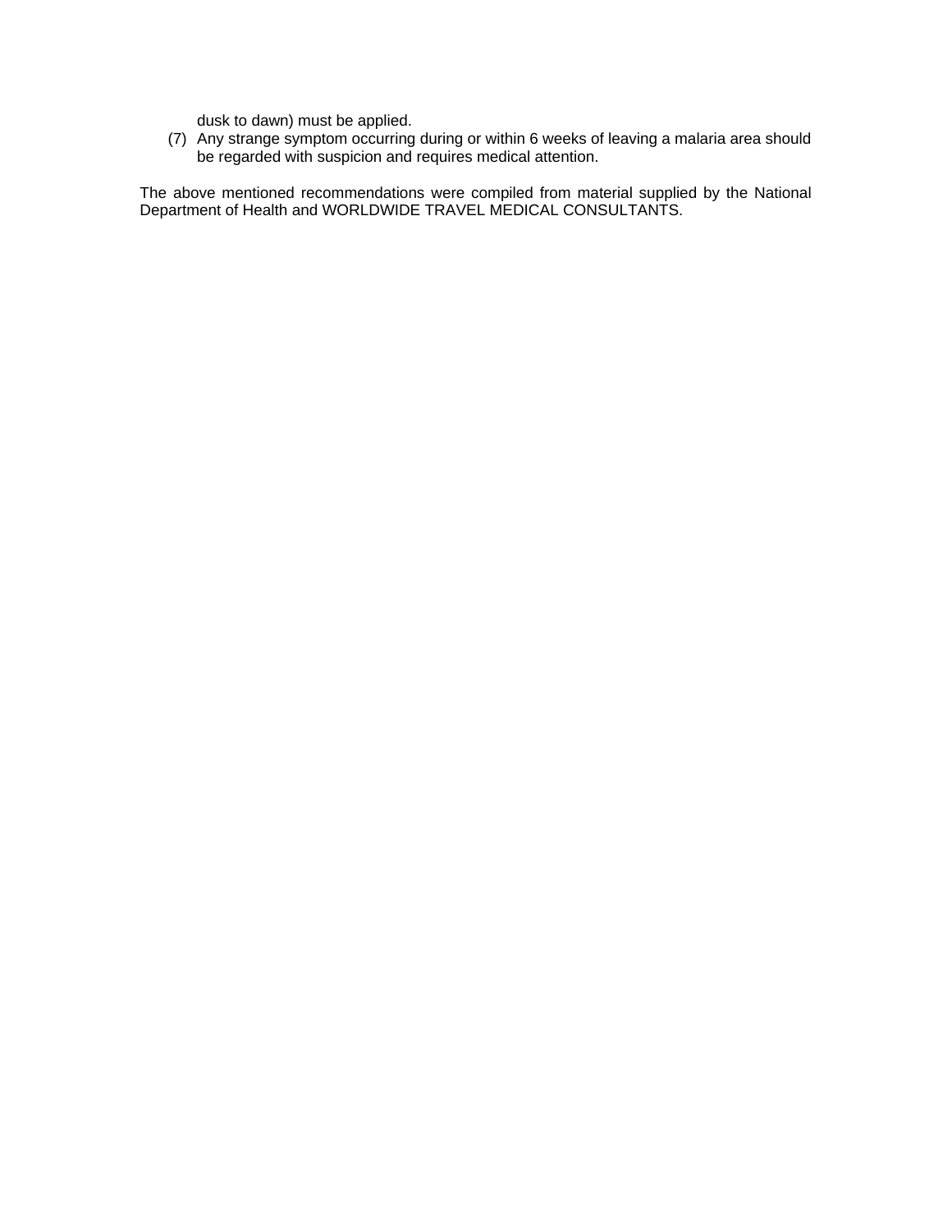dusk to dawn) must be applied.

(7) Any strange symptom occurring during or within 6 weeks of leaving a malaria area should be regarded with suspicion and requires medical attention.

The above mentioned recommendations were compiled from material supplied by the National Department of Health and WORLDWIDE TRAVEL MEDICAL CONSULTANTS.